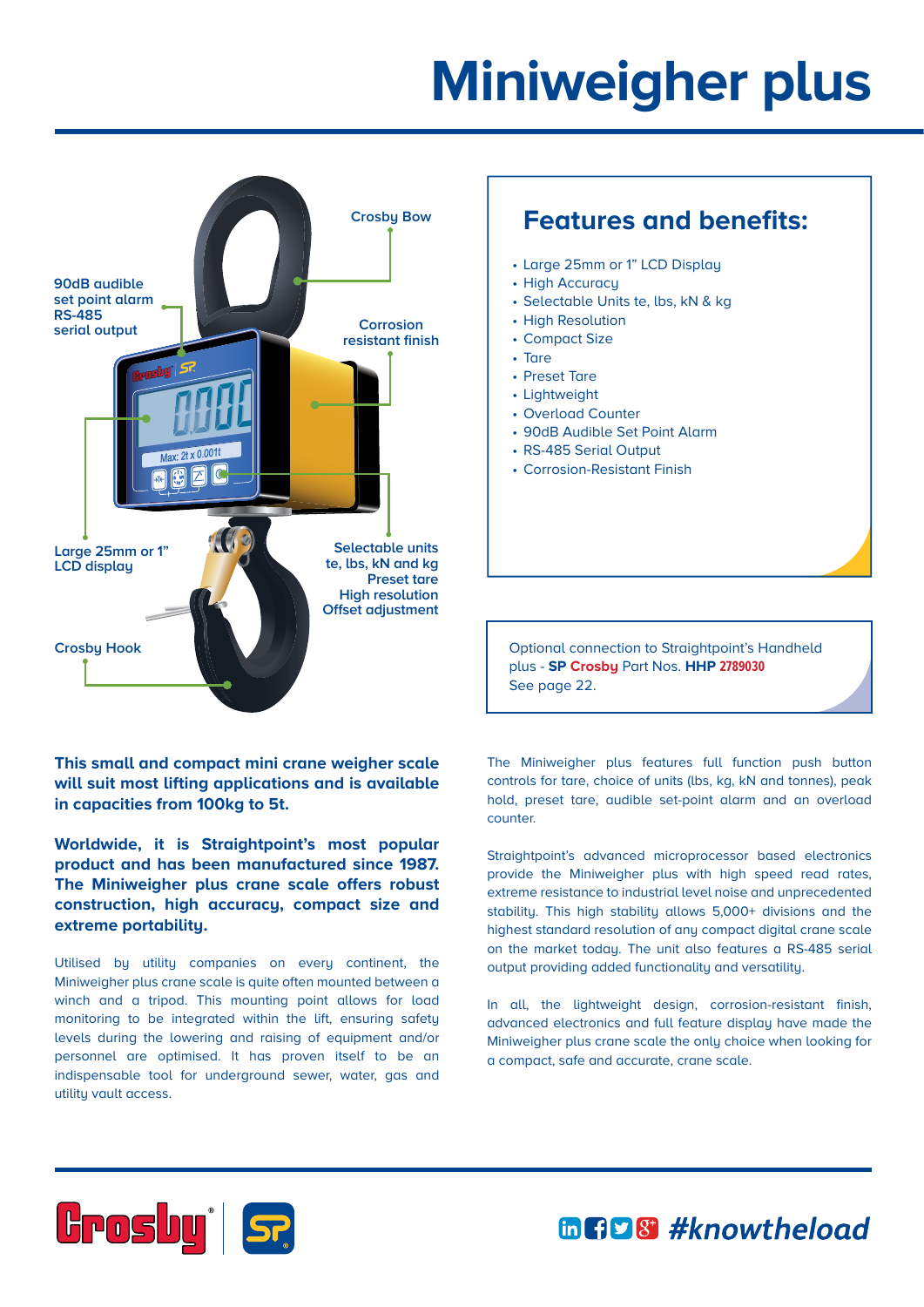# Miniweigher plus

Crosby Bow

90dB audible set point alarm
RS-485 serial output

Corrosion resistant finish

Large 25mm or 1" LCD display

Selectable units te, lbs, kN and kg
Preset tare
High resolution
Offset adjustment

Crosby Hook

## Features and benefits:

- Large 25mm or 1" LCD Display
- High Accuracy
- Selectable Units te, lbs, kN & kg
- High Resolution
- Compact Size
- Tare
- Preset Tare
- Lightweight
- Overload Counter
- 90dB Audible Set Point Alarm
- RS-485 Serial Output
- Corrosion-Resistant Finish

Optional connection to Straightpoint's Handheld plus - **SP Crosby** Part Nos. **HHP** 2789030
See page 22.

**This small and compact mini crane weigher scale will suit most lifting applications and is available in capacities from 100kg to 5t.**

**Worldwide, it is Straightpoint's most popular product and has been manufactured since 1987. The Miniweigher plus crane scale offers robust construction, high accuracy, compact size and extreme portability.**

Utilised by utility companies on every continent, the Miniweigher plus crane scale is quite often mounted between a winch and a tripod. This mounting point allows for load monitoring to be integrated within the lift, ensuring safety levels during the lowering and raising of equipment and/or personnel are optimised. It has proven itself to be an indispensable tool for underground sewer, water, gas and utility vault access.

The Miniweigher plus features full function push button controls for tare, choice of units (lbs, kg, kN and tonnes), peak hold, preset tare, audible set-point alarm and an overload counter.

Straightpoint's advanced microprocessor based electronics provide the Miniweigher plus with high speed read rates, extreme resistance to industrial level noise and unprecedented stability. This high stability allows 5,000+ divisions and the highest standard resolution of any compact digital crane scale on the market today. The unit also features a RS-485 serial output providing added functionality and versatility.

In all, the lightweight design, corrosion-resistant finish, advanced electronics and full feature display have made the Miniweigher plus crane scale the only choice when looking for a compact, safe and accurate, crane scale.

#knowtheload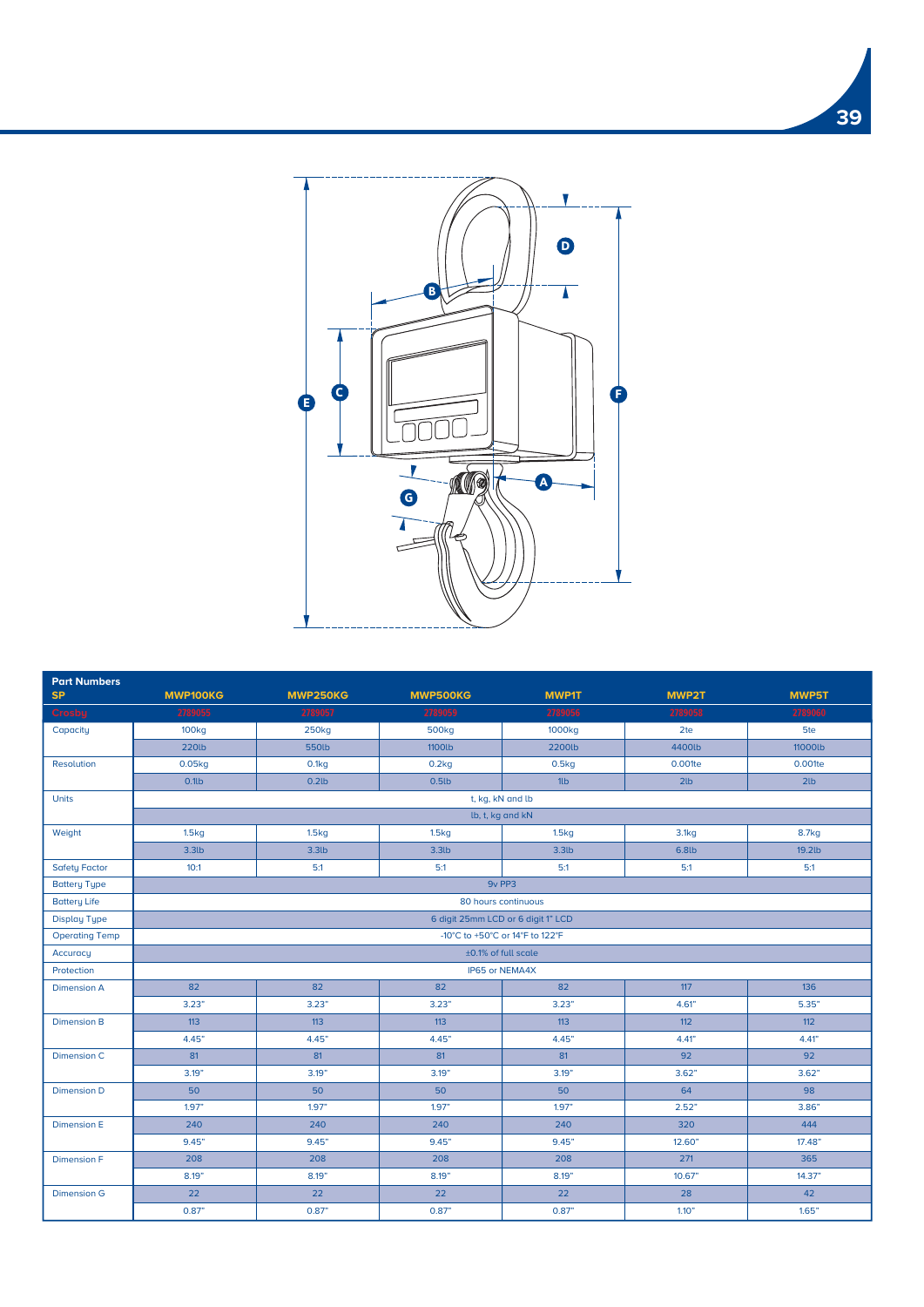D

B

C

E

F

A

G

| Part Numbers SP | MWP100KG | MWP250KG | MWP500KG | MWP1T | MWP2T | MWP5T |
|---|---|---|---|---|---|---|
| Crosby | 2789055 | 2789057 | 2789059 | 2789056 | 2789058 | 2789060 |
| Capacity | 100kg | 250kg | 500kg | 1000kg | 2te | 5te |
| | 220lb | 550lb | 1100lb | 2200lb | 4400lb | 11000lb |
| Resolution | 0.05kg | 0.1kg | 0.2kg | 0.5kg | 0.001te | 0.001te |
| | 0.1lb | 0.2lb | 0.5lb | 1lb | 2lb | 2lb |
| Units | t, kg, kN and lb | | | | | |
| | lb, t, kg and kN | | | | | |
| Weight | 1.5kg | 1.5kg | 1.5kg | 1.5kg | 3.1kg | 8.7kg |
| | 3.3lb | 3.3lb | 3.3lb | 3.3lb | 6.8lb | 19.2lb |
| Safety Factor | 10:1 | 5:1 | 5:1 | 5:1 | 5:1 | 5:1 |
| Battery Type | 9v PP3 | | | | | |
| Battery Life | 80 hours continuous | | | | | |
| Display Type | 6 digit 25mm LCD or 6 digit 1" LCD | | | | | |
| Operating Temp | -10°C to +50°C or 14°F to 122°F | | | | | |
| Accuracy | ±0.1% of full scale | | | | | |
| Protection | IP65 or NEMA4X | | | | | |
| Dimension A | 82 | 82 | 82 | 82 | 117 | 136 |
| | 3.23" | 3.23" | 3.23" | 3.23" | 4.61" | 5.35" |
| Dimension B | 113 | 113 | 113 | 113 | 112 | 112 |
| | 4.45" | 4.45" | 4.45" | 4.45" | 4.41" | 4.41" |
| Dimension C | 81 | 81 | 81 | 81 | 92 | 92 |
| | 3.19" | 3.19" | 3.19" | 3.19" | 3.62" | 3.62" |
| Dimension D | 50 | 50 | 50 | 50 | 64 | 98 |
| | 1.97" | 1.97" | 1.97" | 1.97" | 2.52" | 3.86" |
| Dimension E | 240 | 240 | 240 | 240 | 320 | 444 |
| | 9.45" | 9.45" | 9.45" | 9.45" | 12.60" | 17.48" |
| Dimension F | 208 | 208 | 208 | 208 | 271 | 365 |
| | 8.19" | 8.19" | 8.19" | 8.19" | 10.67" | 14.37" |
| Dimension G | 22 | 22 | 22 | 22 | 28 | 42 |
| | 0.87" | 0.87" | 0.87" | 0.87" | 1.10" | 1.65" |